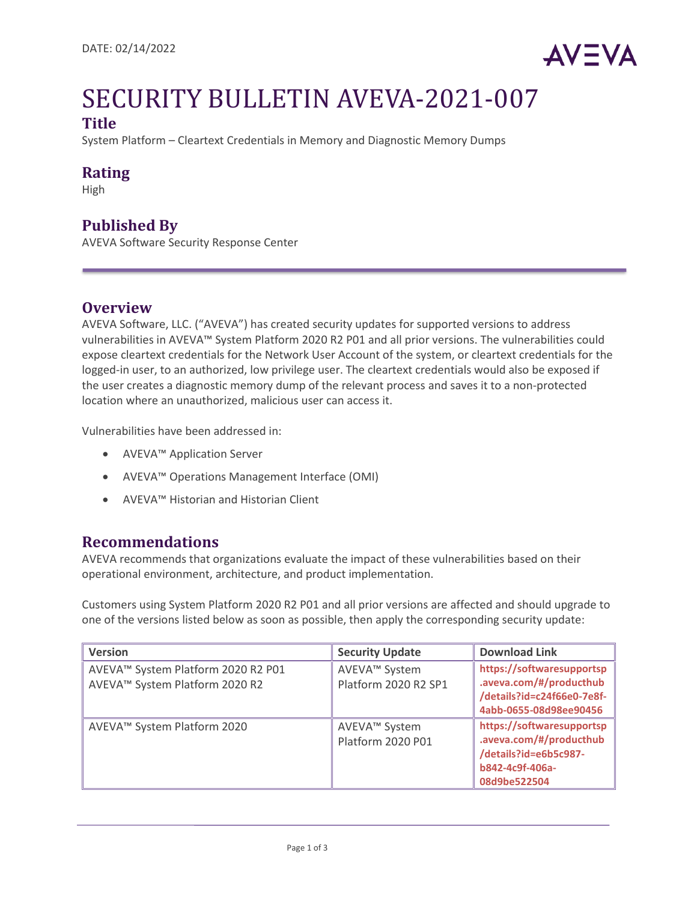DATE: 02/14/2022

# SECURITY BULLETIN AVEVA-2021-007

## Title

System Platform – Cleartext Credentials in Memory and Diagnostic Memory Dumps

## Rating

High

## Published By

AVEVA Software Security Response Center

## Overview

AVEVA Software, LLC. ("AVEVA") has created security updates for supported versions to address vulnerabilities in AVEVA™ System Platform 2020 R2 P01 and all prior versions. The vulnerabilities could expose cleartext credentials for the Network User Account of the system, or cleartext credentials for the logged-in user, to an authorized, low privilege user. The cleartext credentials would also be exposed if the user creates a diagnostic memory dump of the relevant process and saves it to a non-protected location where an unauthorized, malicious user can access it.

Vulnerabilities have been addressed in:

- AVEVA™ Application Server
- AVEVA™ Operations Management Interface (OMI)
- AVEVA™ Historian and Historian Client

## Recommendations

AVEVA recommends that organizations evaluate the impact of these vulnerabilities based on their operational environment, architecture, and product implementation.

Customers using System Platform 2020 R2 P01 and all prior versions are affected and should upgrade to one of the versions listed below as soon as possible, then apply the corresponding security update:

| Version | Security Update | Download Link |
| --- | --- | --- |
| AVEVA™ System Platform 2020 R2 P01<br>AVEVA™ System Platform 2020 R2 | AVEVA™ System Platform 2020 R2 SP1 | https://softwaresupportsp.aveva.com/#/producthub/details?id=c24f66e0-7e8f-4abb-0655-08d98ee90456 |
| AVEVA™ System Platform 2020 | AVEVA™ System Platform 2020 P01 | https://softwaresupportsp.aveva.com/#/producthub/details?id=e6b5c987-b842-4c9f-406a-08d9be522504 |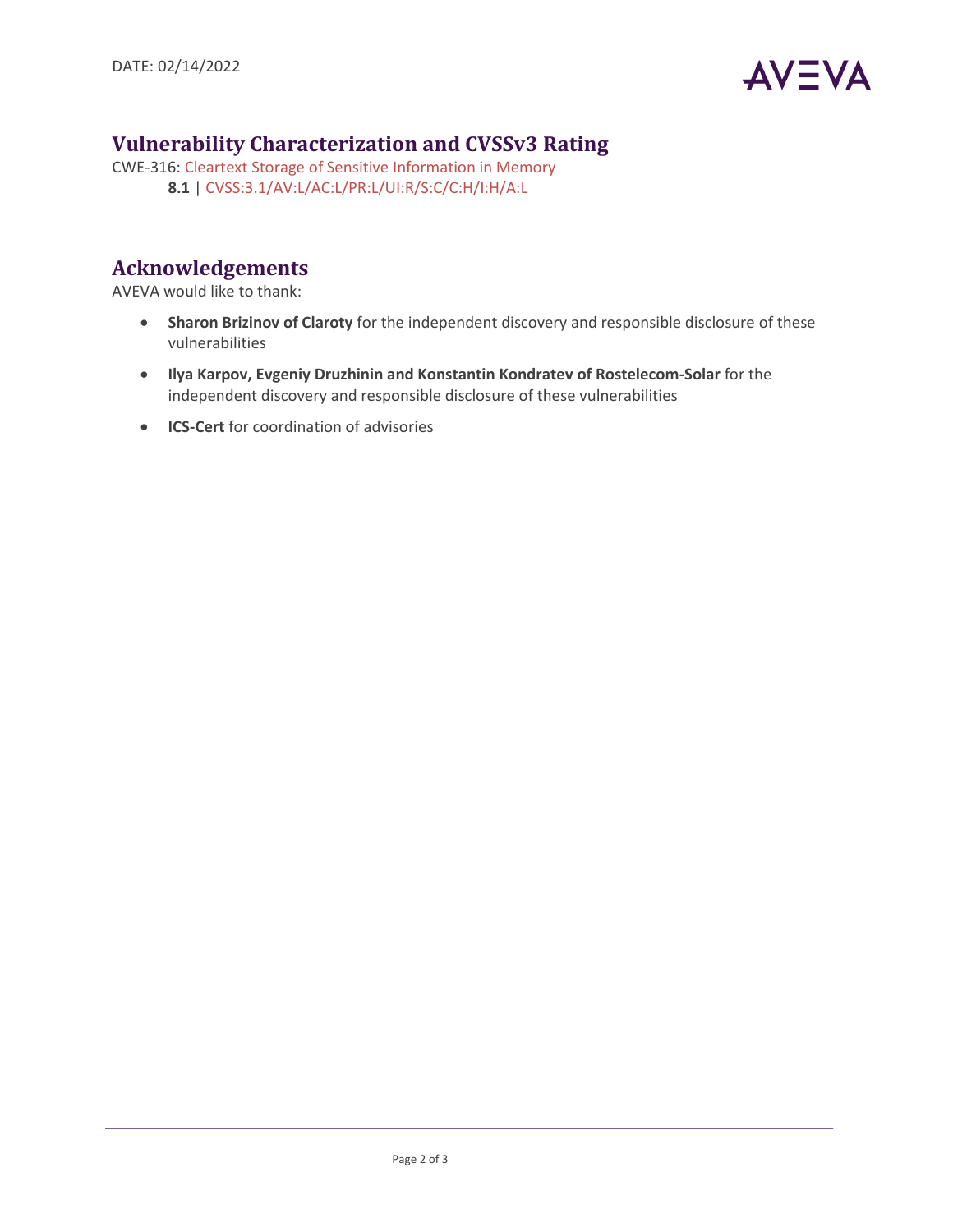## Vulnerability Characterization and CVSSv3 Rating

CWE-316: Cleartext Storage of Sensitive Information in Memory

**8.1** | CVSS:3.1/AV:L/AC:L/PR:L/UI:R/S:C/C:H/I:H/A:L

## Acknowledgements

AVEVA would like to thank:

- **Sharon Brizinov of Claroty** for the independent discovery and responsible disclosure of these vulnerabilities
- **Ilya Karpov, Evgeniy Druzhinin and Konstantin Kondratev of Rostelecom-Solar** for the independent discovery and responsible disclosure of these vulnerabilities
- **ICS-Cert** for coordination of advisories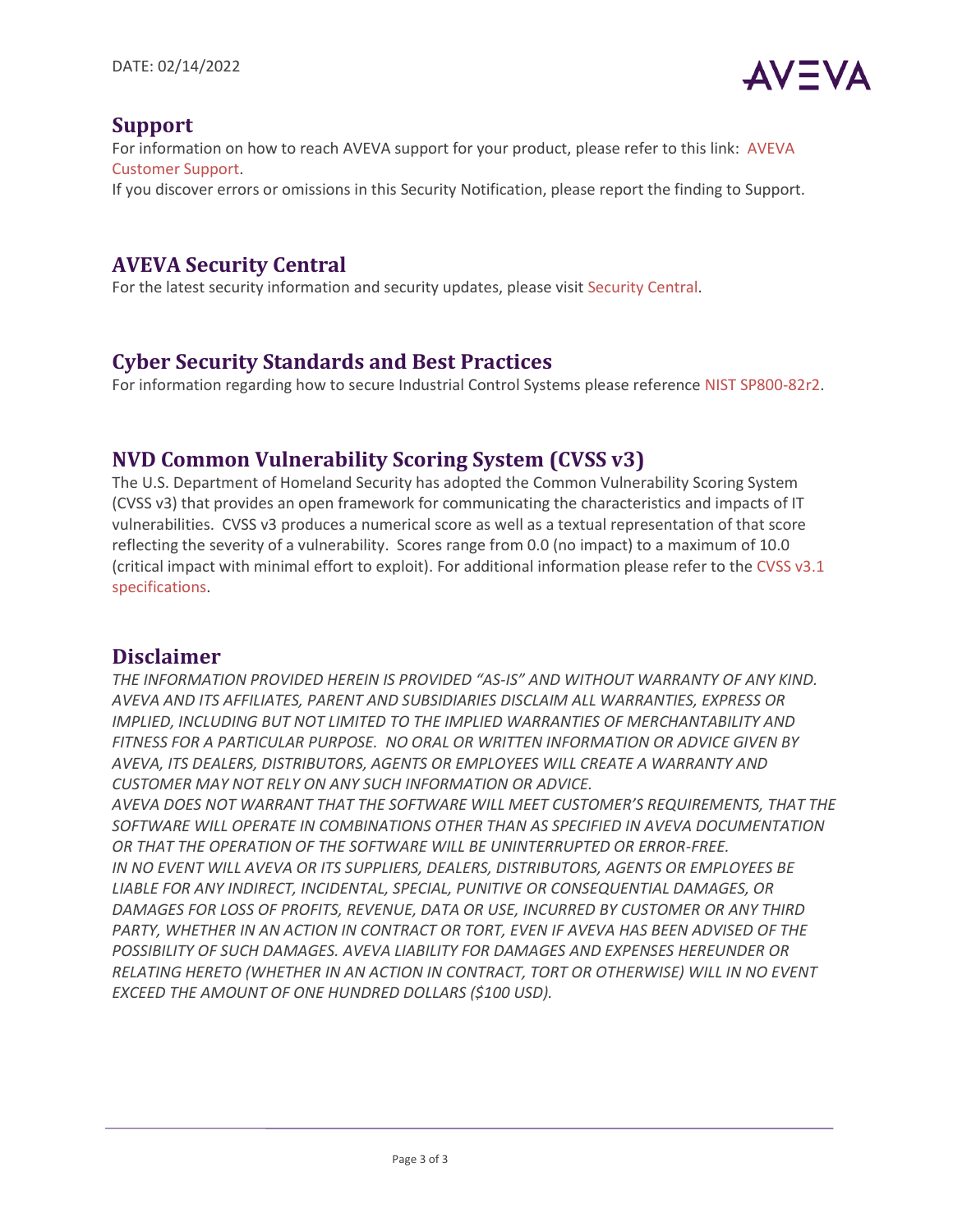## Support

For information on how to reach AVEVA support for your product, please refer to this link: AVEVA Customer Support.

If you discover errors or omissions in this Security Notification, please report the finding to Support.

## AVEVA Security Central

For the latest security information and security updates, please visit Security Central.

## Cyber Security Standards and Best Practices

For information regarding how to secure Industrial Control Systems please reference NIST SP800-82r2.

## NVD Common Vulnerability Scoring System (CVSS v3)

The U.S. Department of Homeland Security has adopted the Common Vulnerability Scoring System (CVSS v3) that provides an open framework for communicating the characteristics and impacts of IT vulnerabilities. CVSS v3 produces a numerical score as well as a textual representation of that score reflecting the severity of a vulnerability. Scores range from 0.0 (no impact) to a maximum of 10.0 (critical impact with minimal effort to exploit). For additional information please refer to the CVSS v3.1 specifications.

## Disclaimer

*THE INFORMATION PROVIDED HEREIN IS PROVIDED "AS-IS" AND WITHOUT WARRANTY OF ANY KIND. AVEVA AND ITS AFFILIATES, PARENT AND SUBSIDIARIES DISCLAIM ALL WARRANTIES, EXPRESS OR IMPLIED, INCLUDING BUT NOT LIMITED TO THE IMPLIED WARRANTIES OF MERCHANTABILITY AND FITNESS FOR A PARTICULAR PURPOSE. NO ORAL OR WRITTEN INFORMATION OR ADVICE GIVEN BY AVEVA, ITS DEALERS, DISTRIBUTORS, AGENTS OR EMPLOYEES WILL CREATE A WARRANTY AND CUSTOMER MAY NOT RELY ON ANY SUCH INFORMATION OR ADVICE.*

*AVEVA DOES NOT WARRANT THAT THE SOFTWARE WILL MEET CUSTOMER'S REQUIREMENTS, THAT THE SOFTWARE WILL OPERATE IN COMBINATIONS OTHER THAN AS SPECIFIED IN AVEVA DOCUMENTATION OR THAT THE OPERATION OF THE SOFTWARE WILL BE UNINTERRUPTED OR ERROR-FREE.*

*IN NO EVENT WILL AVEVA OR ITS SUPPLIERS, DEALERS, DISTRIBUTORS, AGENTS OR EMPLOYEES BE LIABLE FOR ANY INDIRECT, INCIDENTAL, SPECIAL, PUNITIVE OR CONSEQUENTIAL DAMAGES, OR DAMAGES FOR LOSS OF PROFITS, REVENUE, DATA OR USE, INCURRED BY CUSTOMER OR ANY THIRD PARTY, WHETHER IN AN ACTION IN CONTRACT OR TORT, EVEN IF AVEVA HAS BEEN ADVISED OF THE POSSIBILITY OF SUCH DAMAGES. AVEVA LIABILITY FOR DAMAGES AND EXPENSES HEREUNDER OR RELATING HERETO (WHETHER IN AN ACTION IN CONTRACT, TORT OR OTHERWISE) WILL IN NO EVENT EXCEED THE AMOUNT OF ONE HUNDRED DOLLARS ($100 USD).*